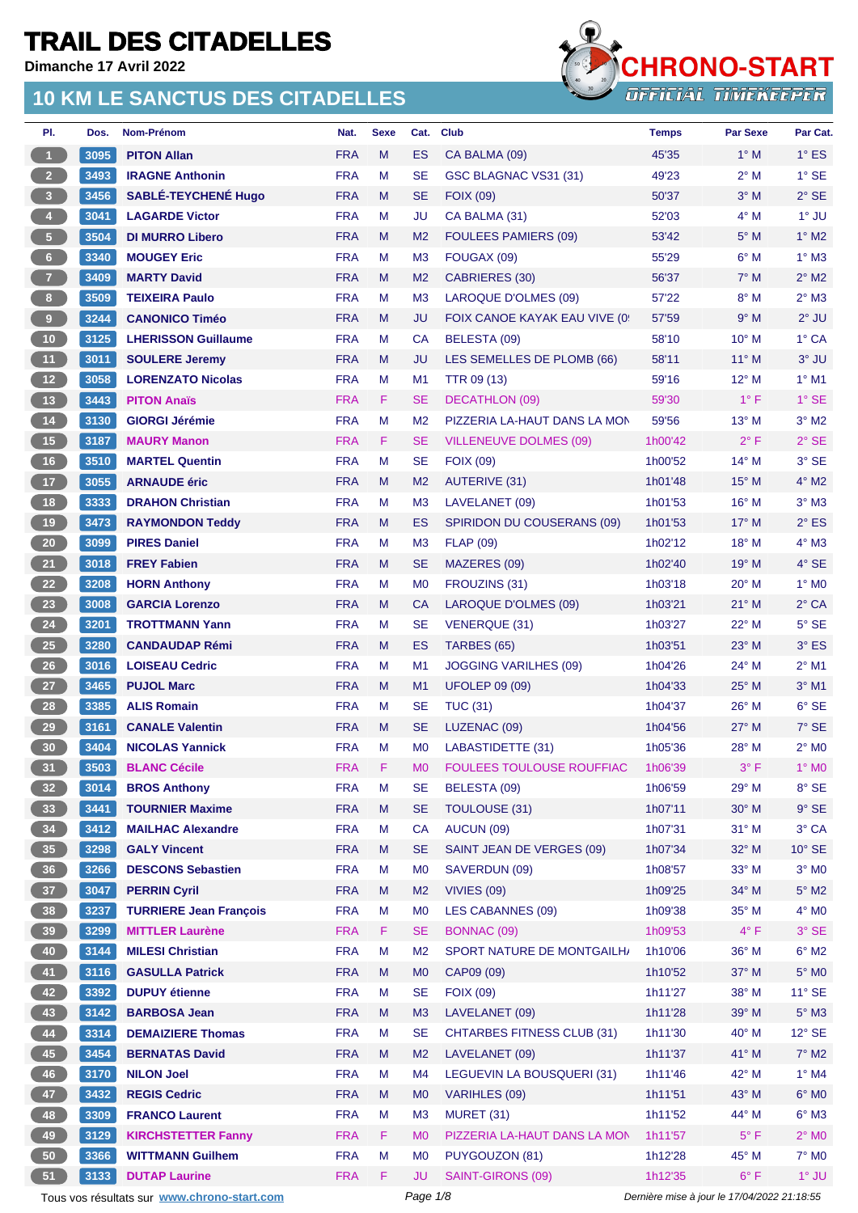# TRAIL DES CITADELLES

**Dimanche 17 Avril 2022**

## 10 KM LE SANCTUS DES CITADELLES

CHRONO-START OFFICIAL TIMEKEEPER

| Pl. | Dos. | Nom-Prénom | Nat. | Sexe | Cat. | Club | Temps | Par Sexe | Par Cat. |
|---|---|---|---|---|---|---|---|---|---|
| 1 | 3095 | **PITON Allan** | FRA | M | ES | CA BALMA (09) | 45'35 | 1° M | 1° ES |
| 2 | 3493 | **IRAGNE Anthonin** | FRA | M | SE | GSC BLAGNAC VS31 (31) | 49'23 | 2° M | 1° SE |
| 3 | 3456 | **SABLÉ-TEYCHENÉ Hugo** | FRA | M | SE | FOIX (09) | 50'37 | 3° M | 2° SE |
| 4 | 3041 | **LAGARDE Victor** | FRA | M | JU | CA BALMA (31) | 52'03 | 4° M | 1° JU |
| 5 | 3504 | **DI MURRO Libero** | FRA | M | M2 | FOULEES PAMIERS (09) | 53'42 | 5° M | 1° M2 |
| 6 | 3340 | **MOUGEY Eric** | FRA | M | M3 | FOUGAX (09) | 55'29 | 6° M | 1° M3 |
| 7 | 3409 | **MARTY David** | FRA | M | M2 | CABRIERES (30) | 56'37 | 7° M | 2° M2 |
| 8 | 3509 | **TEIXEIRA Paulo** | FRA | M | M3 | LAROQUE D'OLMES (09) | 57'22 | 8° M | 2° M3 |
| 9 | 3244 | **CANONICO Timéo** | FRA | M | JU | FOIX CANOE KAYAK EAU VIVE (0 | 57'59 | 9° M | 2° JU |
| 10 | 3125 | **LHERISSON Guillaume** | FRA | M | CA | BELESTA (09) | 58'10 | 10° M | 1° CA |
| 11 | 3011 | **SOULERE Jeremy** | FRA | M | JU | LES SEMELLES DE PLOMB (66) | 58'11 | 11° M | 3° JU |
| 12 | 3058 | **LORENZATO Nicolas** | FRA | M | M1 | TTR 09 (13) | 59'16 | 12° M | 1° M1 |
| 13 | 3443 | **PITON Anaïs** | FRA | F | SE | DECATHLON (09) | 59'30 | 1° F | 1° SE |
| 14 | 3130 | **GIORGI Jérémie** | FRA | M | M2 | PIZZERIA LA-HAUT DANS LA MON | 59'56 | 13° M | 3° M2 |
| 15 | 3187 | **MAURY Manon** | FRA | F | SE | VILLENEUVE DOLMES (09) | 1h00'42 | 2° F | 2° SE |
| 16 | 3510 | **MARTEL Quentin** | FRA | M | SE | FOIX (09) | 1h00'52 | 14° M | 3° SE |
| 17 | 3055 | **ARNAUDE éric** | FRA | M | M2 | AUTERIVE (31) | 1h01'48 | 15° M | 4° M2 |
| 18 | 3333 | **DRAHON Christian** | FRA | M | M3 | LAVELANET (09) | 1h01'53 | 16° M | 3° M3 |
| 19 | 3473 | **RAYMONDON Teddy** | FRA | M | ES | SPIRIDON DU COUSERANS (09) | 1h01'53 | 17° M | 2° ES |
| 20 | 3099 | **PIRES Daniel** | FRA | M | M3 | FLAP (09) | 1h02'12 | 18° M | 4° M3 |
| 21 | 3018 | **FREY Fabien** | FRA | M | SE | MAZERES (09) | 1h02'40 | 19° M | 4° SE |
| 22 | 3208 | **HORN Anthony** | FRA | M | M0 | FROUZINS (31) | 1h03'18 | 20° M | 1° M0 |
| 23 | 3008 | **GARCIA Lorenzo** | FRA | M | CA | LAROQUE D'OLMES (09) | 1h03'21 | 21° M | 2° CA |
| 24 | 3201 | **TROTTMANN Yann** | FRA | M | SE | VENERQUE (31) | 1h03'27 | 22° M | 5° SE |
| 25 | 3280 | **CANDAUDAP Rémi** | FRA | M | ES | TARBES (65) | 1h03'51 | 23° M | 3° ES |
| 26 | 3016 | **LOISEAU Cedric** | FRA | M | M1 | JOGGING VARILHES (09) | 1h04'26 | 24° M | 2° M1 |
| 27 | 3465 | **PUJOL Marc** | FRA | M | M1 | UFOLEP 09 (09) | 1h04'33 | 25° M | 3° M1 |
| 28 | 3385 | **ALIS Romain** | FRA | M | SE | TUC (31) | 1h04'37 | 26° M | 6° SE |
| 29 | 3161 | **CANALE Valentin** | FRA | M | SE | LUZENAC (09) | 1h04'56 | 27° M | 7° SE |
| 30 | 3404 | **NICOLAS Yannick** | FRA | M | M0 | LABASTIDETTE (31) | 1h05'36 | 28° M | 2° M0 |
| 31 | 3503 | **BLANC Cécile** | FRA | F | M0 | FOULEES TOULOUSE ROUFFIAC | 1h06'39 | 3° F | 1° M0 |
| 32 | 3014 | **BROS Anthony** | FRA | M | SE | BELESTA (09) | 1h06'59 | 29° M | 8° SE |
| 33 | 3441 | **TOURNIER Maxime** | FRA | M | SE | TOULOUSE (31) | 1h07'11 | 30° M | 9° SE |
| 34 | 3412 | **MAILHAC Alexandre** | FRA | M | CA | AUCUN (09) | 1h07'31 | 31° M | 3° CA |
| 35 | 3298 | **GALY Vincent** | FRA | M | SE | SAINT JEAN DE VERGES (09) | 1h07'34 | 32° M | 10° SE |
| 36 | 3266 | **DESCONS Sebastien** | FRA | M | M0 | SAVERDUN (09) | 1h08'57 | 33° M | 3° M0 |
| 37 | 3047 | **PERRIN Cyril** | FRA | M | M2 | VIVIES (09) | 1h09'25 | 34° M | 5° M2 |
| 38 | 3237 | **TURRIERE Jean François** | FRA | M | M0 | LES CABANNES (09) | 1h09'38 | 35° M | 4° M0 |
| 39 | 3299 | **MITTLER Laurène** | FRA | F | SE | BONNAC (09) | 1h09'53 | 4° F | 3° SE |
| 40 | 3144 | **MILESI Christian** | FRA | M | M2 | SPORT NATURE DE MONTGAILH/ | 1h10'06 | 36° M | 6° M2 |
| 41 | 3116 | **GASULLA Patrick** | FRA | M | M0 | CAP09 (09) | 1h10'52 | 37° M | 5° M0 |
| 42 | 3392 | **DUPUY étienne** | FRA | M | SE | FOIX (09) | 1h11'27 | 38° M | 11° SE |
| 43 | 3142 | **BARBOSA Jean** | FRA | M | M3 | LAVELANET (09) | 1h11'28 | 39° M | 5° M3 |
| 44 | 3314 | **DEMAIZIERE Thomas** | FRA | M | SE | CHTARBES FITNESS CLUB (31) | 1h11'30 | 40° M | 12° SE |
| 45 | 3454 | **BERNATAS David** | FRA | M | M2 | LAVELANET (09) | 1h11'37 | 41° M | 7° M2 |
| 46 | 3170 | **NILON Joel** | FRA | M | M4 | LEGUEVIN LA BOUSQUERI (31) | 1h11'46 | 42° M | 1° M4 |
| 47 | 3432 | **REGIS Cedric** | FRA | M | M0 | VARIHLES (09) | 1h11'51 | 43° M | 6° M0 |
| 48 | 3309 | **FRANCO Laurent** | FRA | M | M3 | MURET (31) | 1h11'52 | 44° M | 6° M3 |
| 49 | 3129 | **KIRCHSTETTER Fanny** | FRA | F | M0 | PIZZERIA LA-HAUT DANS LA MON | 1h11'57 | 5° F | 2° M0 |
| 50 | 3366 | **WITTMANN Guilhem** | FRA | M | M0 | PUYGOUZON (81) | 1h12'28 | 45° M | 7° M0 |
| 51 | 3133 | **DUTAP Laurine** | FRA | F | JU | SAINT-GIRONS (09) | 1h12'35 | 6° F | 1° JU |

Tous vos résultats sur www.chrono-start.com

*Dernière mise à jour le 17/04/2022 21:18:55*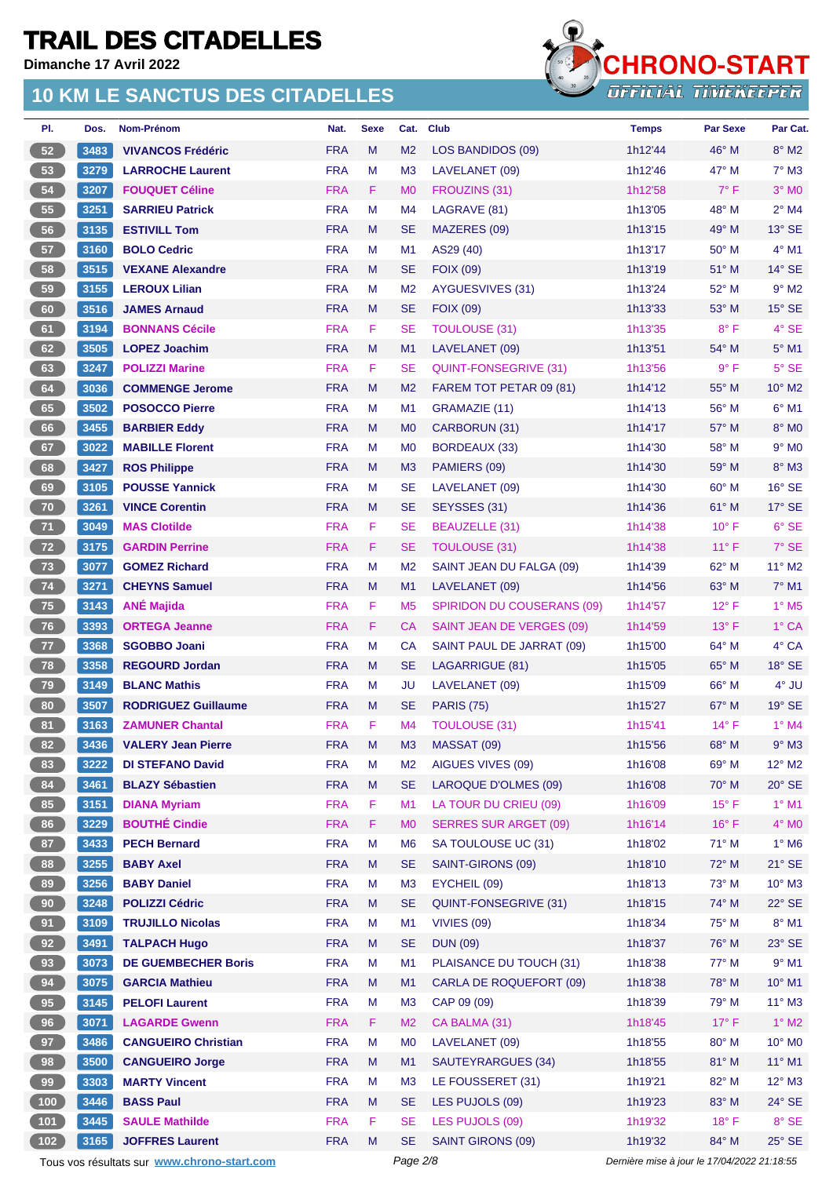# TRAIL DES CITADELLES

**Dimanche 17 Avril 2022**

## 10 KM LE SANCTUS DES CITADELLES

CHRONO-START OFFICIAL TIMEKEEPER

| Pl. | Dos. | Nom-Prénom | Nat. | Sexe | Cat. | Club | Temps | Par Sexe | Par Cat. |
|---|---|---|---|---|---|---|---|---|---|
| 52 | 3483 | VIVANCOS Frédéric | FRA | M | M2 | LOS BANDIDOS (09) | 1h12'44 | 46° M | 8° M2 |
| 53 | 3279 | LARROCHE Laurent | FRA | M | M3 | LAVELANET (09) | 1h12'46 | 47° M | 7° M3 |
| 54 | 3207 | FOUQUET Céline | FRA | F | M0 | FROUZINS (31) | 1h12'58 | 7° F | 3° M0 |
| 55 | 3251 | SARRIEU Patrick | FRA | M | M4 | LAGRAVE (81) | 1h13'05 | 48° M | 2° M4 |
| 56 | 3135 | ESTIVILL Tom | FRA | M | SE | MAZERES (09) | 1h13'15 | 49° M | 13° SE |
| 57 | 3160 | BOLO Cedric | FRA | M | M1 | AS29 (40) | 1h13'17 | 50° M | 4° M1 |
| 58 | 3515 | VEXANE Alexandre | FRA | M | SE | FOIX (09) | 1h13'19 | 51° M | 14° SE |
| 59 | 3155 | LEROUX Lilian | FRA | M | M2 | AYGUESVIVES (31) | 1h13'24 | 52° M | 9° M2 |
| 60 | 3516 | JAMES Arnaud | FRA | M | SE | FOIX (09) | 1h13'33 | 53° M | 15° SE |
| 61 | 3194 | BONNANS Cécile | FRA | F | SE | TOULOUSE (31) | 1h13'35 | 8° F | 4° SE |
| 62 | 3505 | LOPEZ Joachim | FRA | M | M1 | LAVELANET (09) | 1h13'51 | 54° M | 5° M1 |
| 63 | 3247 | POLIZZI Marine | FRA | F | SE | QUINT-FONSEGRIVE (31) | 1h13'56 | 9° F | 5° SE |
| 64 | 3036 | COMMENGE Jerome | FRA | M | M2 | FAREM TOT PETAR 09 (81) | 1h14'12 | 55° M | 10° M2 |
| 65 | 3502 | POSOCCO Pierre | FRA | M | M1 | GRAMAZIE (11) | 1h14'13 | 56° M | 6° M1 |
| 66 | 3455 | BARBIER Eddy | FRA | M | M0 | CARBORUN (31) | 1h14'17 | 57° M | 8° M0 |
| 67 | 3022 | MABILLE Florent | FRA | M | M0 | BORDEAUX (33) | 1h14'30 | 58° M | 9° M0 |
| 68 | 3427 | ROS Philippe | FRA | M | M3 | PAMIERS (09) | 1h14'30 | 59° M | 8° M3 |
| 69 | 3105 | POUSSE Yannick | FRA | M | SE | LAVELANET (09) | 1h14'30 | 60° M | 16° SE |
| 70 | 3261 | VINCE Corentin | FRA | M | SE | SEYSSES (31) | 1h14'36 | 61° M | 17° SE |
| 71 | 3049 | MAS Clotilde | FRA | F | SE | BEAUZELLE (31) | 1h14'38 | 10° F | 6° SE |
| 72 | 3175 | GARDIN Perrine | FRA | F | SE | TOULOUSE (31) | 1h14'38 | 11° F | 7° SE |
| 73 | 3077 | GOMEZ Richard | FRA | M | M2 | SAINT JEAN DU FALGA (09) | 1h14'39 | 62° M | 11° M2 |
| 74 | 3271 | CHEYNS Samuel | FRA | M | M1 | LAVELANET (09) | 1h14'56 | 63° M | 7° M1 |
| 75 | 3143 | ANÉ Majida | FRA | F | M5 | SPIRIDON DU COUSERANS (09) | 1h14'57 | 12° F | 1° M5 |
| 76 | 3393 | ORTEGA Jeanne | FRA | F | CA | SAINT JEAN DE VERGES (09) | 1h14'59 | 13° F | 1° CA |
| 77 | 3368 | SGOBBO Joani | FRA | M | CA | SAINT PAUL DE JARRAT (09) | 1h15'00 | 64° M | 4° CA |
| 78 | 3358 | REGOURD Jordan | FRA | M | SE | LAGARRIGUE (81) | 1h15'05 | 65° M | 18° SE |
| 79 | 3149 | BLANC Mathis | FRA | M | JU | LAVELANET (09) | 1h15'09 | 66° M | 4° JU |
| 80 | 3507 | RODRIGUEZ Guillaume | FRA | M | SE | PARIS (75) | 1h15'27 | 67° M | 19° SE |
| 81 | 3163 | ZAMUNER Chantal | FRA | F | M4 | TOULOUSE (31) | 1h15'41 | 14° F | 1° M4 |
| 82 | 3436 | VALERY Jean Pierre | FRA | M | M3 | MASSAT (09) | 1h15'56 | 68° M | 9° M3 |
| 83 | 3222 | DI STEFANO David | FRA | M | M2 | AIGUES VIVES (09) | 1h16'08 | 69° M | 12° M2 |
| 84 | 3461 | BLAZY Sébastien | FRA | M | SE | LAROQUE D'OLMES (09) | 1h16'08 | 70° M | 20° SE |
| 85 | 3151 | DIANA Myriam | FRA | F | M1 | LA TOUR DU CRIEU (09) | 1h16'09 | 15° F | 1° M1 |
| 86 | 3229 | BOUTHÉ Cindie | FRA | F | M0 | SERRES SUR ARGET (09) | 1h16'14 | 16° F | 4° M0 |
| 87 | 3433 | PECH Bernard | FRA | M | M6 | SA TOULOUSE UC (31) | 1h18'02 | 71° M | 1° M6 |
| 88 | 3255 | BABY Axel | FRA | M | SE | SAINT-GIRONS (09) | 1h18'10 | 72° M | 21° SE |
| 89 | 3256 | BABY Daniel | FRA | M | M3 | EYCHEIL (09) | 1h18'13 | 73° M | 10° M3 |
| 90 | 3248 | POLIZZI Cédric | FRA | M | SE | QUINT-FONSEGRIVE (31) | 1h18'15 | 74° M | 22° SE |
| 91 | 3109 | TRUJILLO Nicolas | FRA | M | M1 | VIVIES (09) | 1h18'34 | 75° M | 8° M1 |
| 92 | 3491 | TALPACH Hugo | FRA | M | SE | DUN (09) | 1h18'37 | 76° M | 23° SE |
| 93 | 3073 | DE GUEMBECHER Boris | FRA | M | M1 | PLAISANCE DU TOUCH (31) | 1h18'38 | 77° M | 9° M1 |
| 94 | 3075 | GARCIA Mathieu | FRA | M | M1 | CARLA DE ROQUEFORT (09) | 1h18'38 | 78° M | 10° M1 |
| 95 | 3145 | PELOFI Laurent | FRA | M | M3 | CAP 09 (09) | 1h18'39 | 79° M | 11° M3 |
| 96 | 3071 | LAGARDE Gwenn | FRA | F | M2 | CA BALMA (31) | 1h18'45 | 17° F | 1° M2 |
| 97 | 3486 | CANGUEIRO Christian | FRA | M | M0 | LAVELANET (09) | 1h18'55 | 80° M | 10° M0 |
| 98 | 3500 | CANGUEIRO Jorge | FRA | M | M1 | SAUTEYRARGUES (34) | 1h18'55 | 81° M | 11° M1 |
| 99 | 3303 | MARTY Vincent | FRA | M | M3 | LE FOUSSERET (31) | 1h19'21 | 82° M | 12° M3 |
| 100 | 3446 | BASS Paul | FRA | M | SE | LES PUJOLS (09) | 1h19'23 | 83° M | 24° SE |
| 101 | 3445 | SAULE Mathilde | FRA | F | SE | LES PUJOLS (09) | 1h19'32 | 18° F | 8° SE |
| 102 | 3165 | JOFFRES Laurent | FRA | M | SE | SAINT GIRONS (09) | 1h19'32 | 84° M | 25° SE |

Tous vos résultats sur www.chrono-start.com

*Dernière mise à jour le 17/04/2022 21:18:55*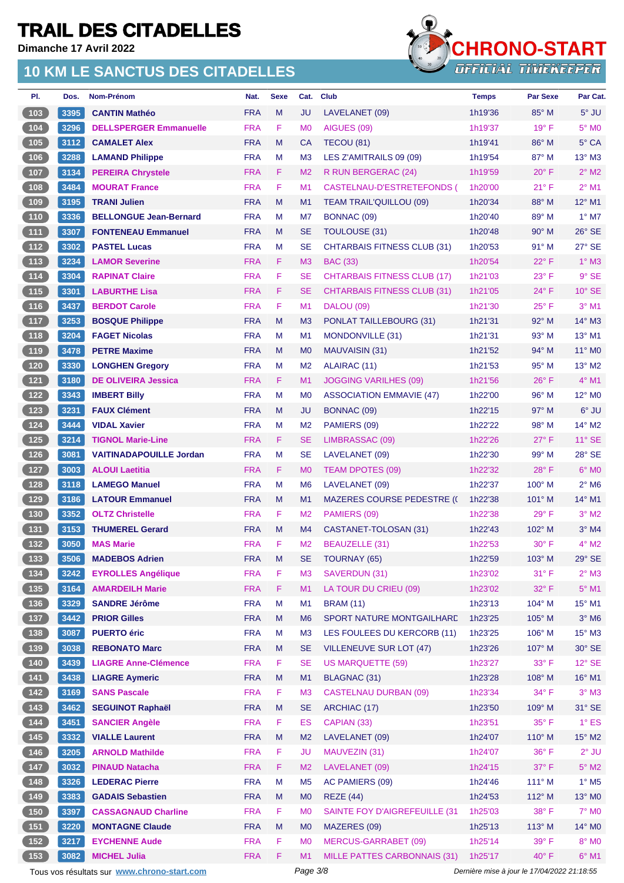# TRAIL DES CITADELLES

**Dimanche 17 Avril 2022**

## 10 KM LE SANCTUS DES CITADELLES

| Pl. | Dos. | Nom-Prénom | Nat. | Sexe | Cat. | Club | Temps | Par Sexe | Par Cat. |
|---|---|---|---|---|---|---|---|---|---|
| 103 | 3395 | **CANTIN Mathéo** | FRA | M | JU | LAVELANET (09) | 1h19'36 | 85° M | 5° JU |
| 104 | 3296 | **DELLSPERGER Emmanuelle** | FRA | F | M0 | AIGUES (09) | 1h19'37 | 19° F | 5° M0 |
| 105 | 3112 | **CAMALET Alex** | FRA | M | CA | TECOU (81) | 1h19'41 | 86° M | 5° CA |
| 106 | 3288 | **LAMAND Philippe** | FRA | M | M3 | LES Z'AMITRAILS 09 (09) | 1h19'54 | 87° M | 13° M3 |
| 107 | 3134 | **PEREIRA Chrystele** | FRA | F | M2 | R RUN BERGERAC (24) | 1h19'59 | 20° F | 2° M2 |
| 108 | 3484 | **MOURAT France** | FRA | F | M1 | CASTELNAU-D'ESTRETEFONDS ( | 1h20'00 | 21° F | 2° M1 |
| 109 | 3195 | **TRANI Julien** | FRA | M | M1 | TEAM TRAIL'QUILLOU (09) | 1h20'34 | 88° M | 12° M1 |
| 110 | 3336 | **BELLONGUE Jean-Bernard** | FRA | M | M7 | BONNAC (09) | 1h20'40 | 89° M | 1° M7 |
| 111 | 3307 | **FONTENEAU Emmanuel** | FRA | M | SE | TOULOUSE (31) | 1h20'48 | 90° M | 26° SE |
| 112 | 3302 | **PASTEL Lucas** | FRA | M | SE | CHTARBAIS FITNESS CLUB (31) | 1h20'53 | 91° M | 27° SE |
| 113 | 3234 | **LAMOR Severine** | FRA | F | M3 | BAC (33) | 1h20'54 | 22° F | 1° M3 |
| 114 | 3304 | **RAPINAT Claire** | FRA | F | SE | CHTARBAIS FITNESS CLUB (17) | 1h21'03 | 23° F | 9° SE |
| 115 | 3301 | **LABURTHE Lisa** | FRA | F | SE | CHTARBAIS FITNESS CLUB (31) | 1h21'05 | 24° F | 10° SE |
| 116 | 3437 | **BERDOT Carole** | FRA | F | M1 | DALOU (09) | 1h21'30 | 25° F | 3° M1 |
| 117 | 3253 | **BOSQUE Philippe** | FRA | M | M3 | PONLAT TAILLEBOURG (31) | 1h21'31 | 92° M | 14° M3 |
| 118 | 3204 | **FAGET Nicolas** | FRA | M | M1 | MONDONVILLE (31) | 1h21'31 | 93° M | 13° M1 |
| 119 | 3478 | **PETRE Maxime** | FRA | M | M0 | MAUVAISIN (31) | 1h21'52 | 94° M | 11° M0 |
| 120 | 3330 | **LONGHEN Gregory** | FRA | M | M2 | ALAIRAC (11) | 1h21'53 | 95° M | 13° M2 |
| 121 | 3180 | **DE OLIVEIRA Jessica** | FRA | F | M1 | JOGGING VARILHES (09) | 1h21'56 | 26° F | 4° M1 |
| 122 | 3343 | **IMBERT Billy** | FRA | M | M0 | ASSOCIATION EMMAVIE (47) | 1h22'00 | 96° M | 12° M0 |
| 123 | 3231 | **FAUX Clément** | FRA | M | JU | BONNAC (09) | 1h22'15 | 97° M | 6° JU |
| 124 | 3444 | **VIDAL Xavier** | FRA | M | M2 | PAMIERS (09) | 1h22'22 | 98° M | 14° M2 |
| 125 | 3214 | **TIGNOL Marie-Line** | FRA | F | SE | LIMBRASSAC (09) | 1h22'26 | 27° F | 11° SE |
| 126 | 3081 | **VAITINADAPOUILLE Jordan** | FRA | M | SE | LAVELANET (09) | 1h22'30 | 99° M | 28° SE |
| 127 | 3003 | **ALOUI Laetitia** | FRA | F | M0 | TEAM DPOTES (09) | 1h22'32 | 28° F | 6° M0 |
| 128 | 3118 | **LAMEGO Manuel** | FRA | M | M6 | LAVELANET (09) | 1h22'37 | 100° M | 2° M6 |
| 129 | 3186 | **LATOUR Emmanuel** | FRA | M | M1 | MAZERES COURSE PEDESTRE (( | 1h22'38 | 101° M | 14° M1 |
| 130 | 3352 | **OLTZ Christelle** | FRA | F | M2 | PAMIERS (09) | 1h22'38 | 29° F | 3° M2 |
| 131 | 3153 | **THUMEREL Gerard** | FRA | M | M4 | CASTANET-TOLOSAN (31) | 1h22'43 | 102° M | 3° M4 |
| 132 | 3050 | **MAS Marie** | FRA | F | M2 | BEAUZELLE (31) | 1h22'53 | 30° F | 4° M2 |
| 133 | 3506 | **MADEBOS Adrien** | FRA | M | SE | TOURNAY (65) | 1h22'59 | 103° M | 29° SE |
| 134 | 3242 | **EYROLLES Angélique** | FRA | F | M3 | SAVERDUN (31) | 1h23'02 | 31° F | 2° M3 |
| 135 | 3164 | **AMARDEILH Marie** | FRA | F | M1 | LA TOUR DU CRIEU (09) | 1h23'02 | 32° F | 5° M1 |
| 136 | 3329 | **SANDRE Jérôme** | FRA | M | M1 | BRAM (11) | 1h23'13 | 104° M | 15° M1 |
| 137 | 3442 | **PRIOR Gilles** | FRA | M | M6 | SPORT NATURE MONTGAILHARD | 1h23'25 | 105° M | 3° M6 |
| 138 | 3087 | **PUERTO éric** | FRA | M | M3 | LES FOULEES DU KERCORB (11) | 1h23'25 | 106° M | 15° M3 |
| 139 | 3038 | **REBONATO Marc** | FRA | M | SE | VILLENEUVE SUR LOT (47) | 1h23'26 | 107° M | 30° SE |
| 140 | 3439 | **LIAGRE Anne-Clémence** | FRA | F | SE | US MARQUETTE (59) | 1h23'27 | 33° F | 12° SE |
| 141 | 3438 | **LIAGRE Aymeric** | FRA | M | M1 | BLAGNAC (31) | 1h23'28 | 108° M | 16° M1 |
| 142 | 3169 | **SANS Pascale** | FRA | F | M3 | CASTELNAU DURBAN (09) | 1h23'34 | 34° F | 3° M3 |
| 143 | 3462 | **SEGUINOT Raphaël** | FRA | M | SE | ARCHIAC (17) | 1h23'50 | 109° M | 31° SE |
| 144 | 3451 | **SANCIER Angèle** | FRA | F | ES | CAPIAN (33) | 1h23'51 | 35° F | 1° ES |
| 145 | 3332 | **VIALLE Laurent** | FRA | M | M2 | LAVELANET (09) | 1h24'07 | 110° M | 15° M2 |
| 146 | 3205 | **ARNOLD Mathilde** | FRA | F | JU | MAUVEZIN (31) | 1h24'07 | 36° F | 2° JU |
| 147 | 3032 | **PINAUD Natacha** | FRA | F | M2 | LAVELANET (09) | 1h24'15 | 37° F | 5° M2 |
| 148 | 3326 | **LEDERAC Pierre** | FRA | M | M5 | AC PAMIERS (09) | 1h24'46 | 111° M | 1° M5 |
| 149 | 3383 | **GADAIS Sebastien** | FRA | M | M0 | REZE (44) | 1h24'53 | 112° M | 13° M0 |
| 150 | 3397 | **CASSAGNAUD Charline** | FRA | F | M0 | SAINTE FOY D'AIGREFEUILLE (31 | 1h25'03 | 38° F | 7° M0 |
| 151 | 3220 | **MONTAGNE Claude** | FRA | M | M0 | MAZERES (09) | 1h25'13 | 113° M | 14° M0 |
| 152 | 3217 | **EYCHENNE Aude** | FRA | F | M0 | MERCUS-GARRABET (09) | 1h25'14 | 39° F | 8° M0 |
| 153 | 3082 | **MICHEL Julia** | FRA | F | M1 | MILLE PATTES CARBONNAIS (31) | 1h25'17 | 40° F | 6° M1 |

Tous vos résultats sur www.chrono-start.com — Dernière mise à jour le 17/04/2022 21:18:55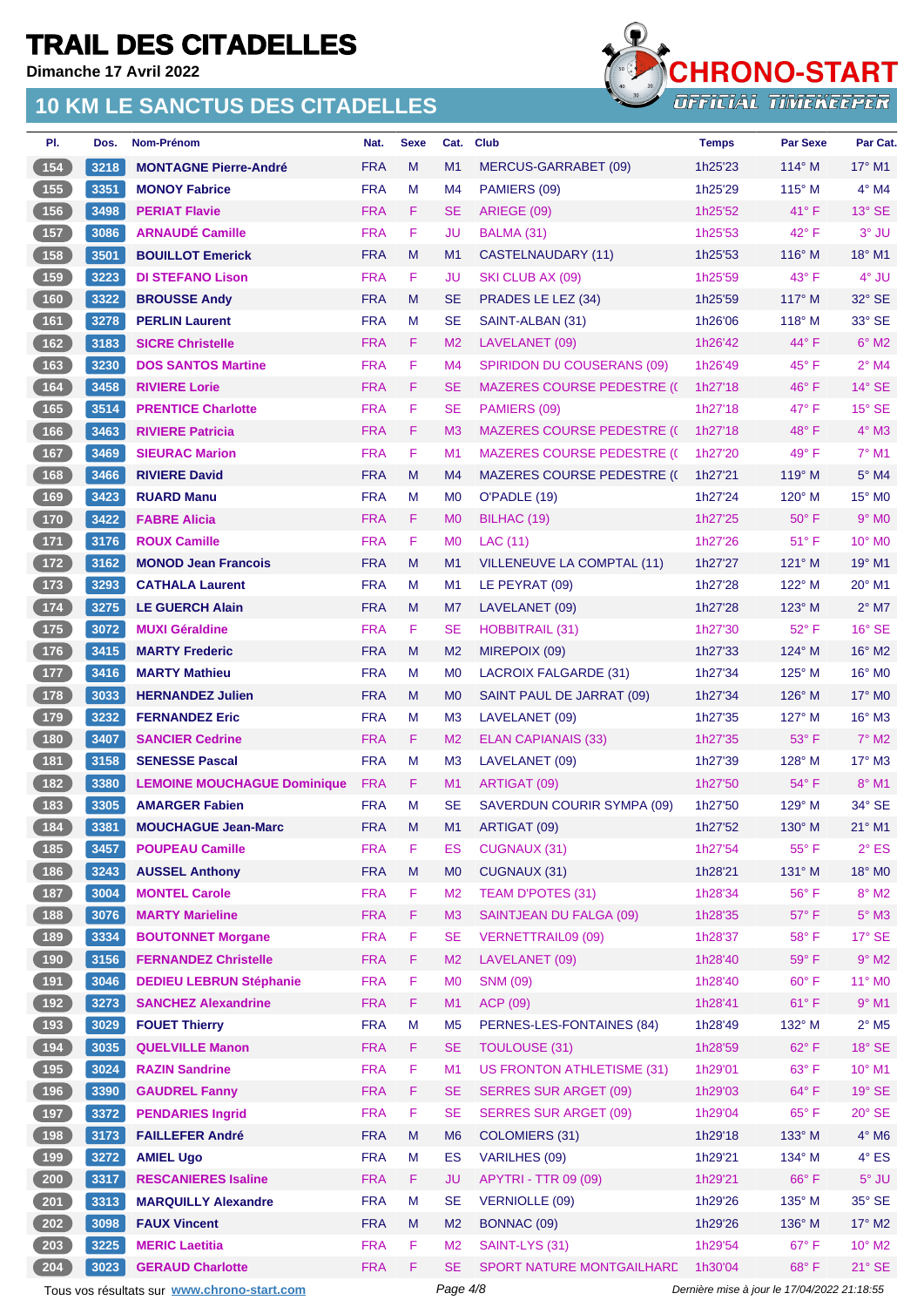# TRAIL DES CITADELLES

Dimanche 17 Avril 2022

## 10 KM LE SANCTUS DES CITADELLES

| Pl. | Dos. | Nom-Prénom | Nat. | Sexe | Cat. | Club | Temps | Par Sexe | Par Cat. |
|---|---|---|---|---|---|---|---|---|---|
| 154 | 3218 | MONTAGNE Pierre-André | FRA | M | M1 | MERCUS-GARRABET (09) | 1h25'23 | 114° M | 17° M1 |
| 155 | 3351 | MONOY Fabrice | FRA | M | M4 | PAMIERS (09) | 1h25'29 | 115° M | 4° M4 |
| 156 | 3498 | PERIAT Flavie | FRA | F | SE | ARIEGE (09) | 1h25'52 | 41° F | 13° SE |
| 157 | 3086 | ARNAUDÉ Camille | FRA | F | JU | BALMA (31) | 1h25'53 | 42° F | 3° JU |
| 158 | 3501 | BOUILLOT Emerick | FRA | M | M1 | CASTELNAUDARY (11) | 1h25'53 | 116° M | 18° M1 |
| 159 | 3223 | DI STEFANO Lison | FRA | F | JU | SKI CLUB AX (09) | 1h25'59 | 43° F | 4° JU |
| 160 | 3322 | BROUSSE Andy | FRA | M | SE | PRADES LE LEZ (34) | 1h25'59 | 117° M | 32° SE |
| 161 | 3278 | PERLIN Laurent | FRA | M | SE | SAINT-ALBAN (31) | 1h26'06 | 118° M | 33° SE |
| 162 | 3183 | SICRE Christelle | FRA | F | M2 | LAVELANET (09) | 1h26'42 | 44° F | 6° M2 |
| 163 | 3230 | DOS SANTOS Martine | FRA | F | M4 | SPIRIDON DU COUSERANS (09) | 1h26'49 | 45° F | 2° M4 |
| 164 | 3458 | RIVIERE Lorie | FRA | F | SE | MAZERES COURSE PEDESTRE ( | 1h27'18 | 46° F | 14° SE |
| 165 | 3514 | PRENTICE Charlotte | FRA | F | SE | PAMIERS (09) | 1h27'18 | 47° F | 15° SE |
| 166 | 3463 | RIVIERE Patricia | FRA | F | M3 | MAZERES COURSE PEDESTRE ( | 1h27'18 | 48° F | 4° M3 |
| 167 | 3469 | SIEURAC Marion | FRA | F | M1 | MAZERES COURSE PEDESTRE ( | 1h27'20 | 49° F | 7° M1 |
| 168 | 3466 | RIVIERE David | FRA | M | M4 | MAZERES COURSE PEDESTRE ( | 1h27'21 | 119° M | 5° M4 |
| 169 | 3423 | RUARD Manu | FRA | M | M0 | O'PADLE (19) | 1h27'24 | 120° M | 15° M0 |
| 170 | 3422 | FABRE Alicia | FRA | F | M0 | BILHAC (19) | 1h27'25 | 50° F | 9° M0 |
| 171 | 3176 | ROUX Camille | FRA | F | M0 | LAC (11) | 1h27'26 | 51° F | 10° M0 |
| 172 | 3162 | MONOD Jean Francois | FRA | M | M1 | VILLENEUVE LA COMPTAL (11) | 1h27'27 | 121° M | 19° M1 |
| 173 | 3293 | CATHALA Laurent | FRA | M | M1 | LE PEYRAT (09) | 1h27'28 | 122° M | 20° M1 |
| 174 | 3275 | LE GUERCH Alain | FRA | M | M7 | LAVELANET (09) | 1h27'28 | 123° M | 2° M7 |
| 175 | 3072 | MUXI Géraldine | FRA | F | SE | HOBBITRAIL (31) | 1h27'30 | 52° F | 16° SE |
| 176 | 3415 | MARTY Frederic | FRA | M | M2 | MIREPOIX (09) | 1h27'33 | 124° M | 16° M2 |
| 177 | 3416 | MARTY Mathieu | FRA | M | M0 | LACROIX FALGARDE (31) | 1h27'34 | 125° M | 16° M0 |
| 178 | 3033 | HERNANDEZ Julien | FRA | M | M0 | SAINT PAUL DE JARRAT (09) | 1h27'34 | 126° M | 17° M0 |
| 179 | 3232 | FERNANDEZ Eric | FRA | M | M3 | LAVELANET (09) | 1h27'35 | 127° M | 16° M3 |
| 180 | 3407 | SANCIER Cedrine | FRA | F | M2 | ELAN CAPIANAIS (33) | 1h27'35 | 53° F | 7° M2 |
| 181 | 3158 | SENESSE Pascal | FRA | M | M3 | LAVELANET (09) | 1h27'39 | 128° M | 17° M3 |
| 182 | 3380 | LEMOINE MOUCHAGUE Dominique | FRA | F | M1 | ARTIGAT (09) | 1h27'50 | 54° F | 8° M1 |
| 183 | 3305 | AMARGER Fabien | FRA | M | SE | SAVERDUN COURIR SYMPA (09) | 1h27'50 | 129° M | 34° SE |
| 184 | 3381 | MOUCHAGUE Jean-Marc | FRA | M | M1 | ARTIGAT (09) | 1h27'52 | 130° M | 21° M1 |
| 185 | 3457 | POUPEAU Camille | FRA | F | ES | CUGNAUX (31) | 1h27'54 | 55° F | 2° ES |
| 186 | 3243 | AUSSEL Anthony | FRA | M | M0 | CUGNAUX (31) | 1h28'21 | 131° M | 18° M0 |
| 187 | 3004 | MONTEL Carole | FRA | F | M2 | TEAM D'POTES (31) | 1h28'34 | 56° F | 8° M2 |
| 188 | 3076 | MARTY Marieline | FRA | F | M3 | SAINTJEAN DU FALGA (09) | 1h28'35 | 57° F | 5° M3 |
| 189 | 3334 | BOUTONNET Morgane | FRA | F | SE | VERNETTRAIL09 (09) | 1h28'37 | 58° F | 17° SE |
| 190 | 3156 | FERNANDEZ Christelle | FRA | F | M2 | LAVELANET (09) | 1h28'40 | 59° F | 9° M2 |
| 191 | 3046 | DEDIEU LEBRUN Stéphanie | FRA | F | M0 | SNM (09) | 1h28'40 | 60° F | 11° M0 |
| 192 | 3273 | SANCHEZ Alexandrine | FRA | F | M1 | ACP (09) | 1h28'41 | 61° F | 9° M1 |
| 193 | 3029 | FOUET Thierry | FRA | M | M5 | PERNES-LES-FONTAINES (84) | 1h28'49 | 132° M | 2° M5 |
| 194 | 3035 | QUELVILLE Manon | FRA | F | SE | TOULOUSE (31) | 1h28'59 | 62° F | 18° SE |
| 195 | 3024 | RAZIN Sandrine | FRA | F | M1 | US FRONTON ATHLETISME (31) | 1h29'01 | 63° F | 10° M1 |
| 196 | 3390 | GAUDREL Fanny | FRA | F | SE | SERRES SUR ARGET (09) | 1h29'03 | 64° F | 19° SE |
| 197 | 3372 | PENDARIES Ingrid | FRA | F | SE | SERRES SUR ARGET (09) | 1h29'04 | 65° F | 20° SE |
| 198 | 3173 | FAILLEFER André | FRA | M | M6 | COLOMIERS (31) | 1h29'18 | 133° M | 4° M6 |
| 199 | 3272 | AMIEL Ugo | FRA | M | ES | VARILHES (09) | 1h29'21 | 134° M | 4° ES |
| 200 | 3317 | RESCANIERES Isaline | FRA | F | JU | APYTRI - TTR 09 (09) | 1h29'21 | 66° F | 5° JU |
| 201 | 3313 | MARQUILLY Alexandre | FRA | M | SE | VERNIOLLE (09) | 1h29'26 | 135° M | 35° SE |
| 202 | 3098 | FAUX Vincent | FRA | M | M2 | BONNAC (09) | 1h29'26 | 136° M | 17° M2 |
| 203 | 3225 | MERIC Laetitia | FRA | F | M2 | SAINT-LYS (31) | 1h29'54 | 67° F | 10° M2 |
| 204 | 3023 | GERAUD Charlotte | FRA | F | SE | SPORT NATURE MONTGAILHARD | 1h30'04 | 68° F | 21° SE |

Tous vos résultats sur www.chrono-start.com

Dernière mise à jour le 17/04/2022 21:18:55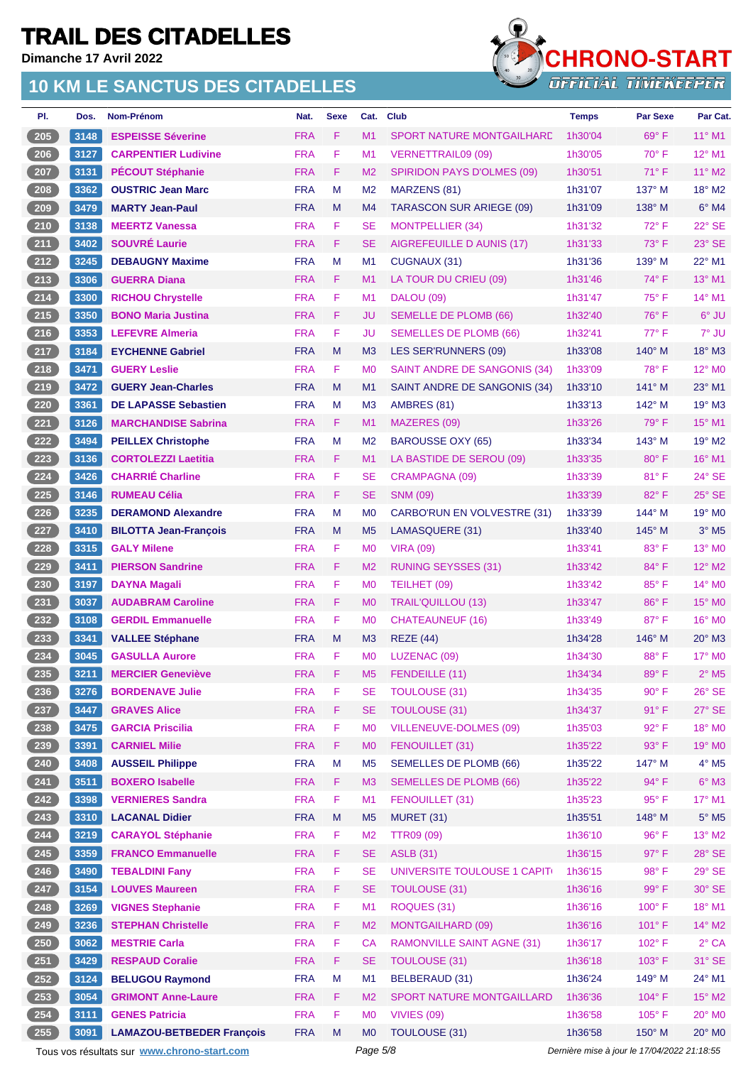# TRAIL DES CITADELLES

**Dimanche 17 Avril 2022**

## 10 KM LE SANCTUS DES CITADELLES

| Pl. | Dos. | Nom-Prénom | Nat. | Sexe | Cat. | Club | Temps | Par Sexe | Par Cat. |
|---|---|---|---|---|---|---|---|---|---|
| 205 | 3148 | **ESPEISSE Séverine** | FRA | F | M1 | SPORT NATURE MONTGAILHARD | 1h30'04 | 69° F | 11° M1 |
| 206 | 3127 | **CARPENTIER Ludivine** | FRA | F | M1 | VERNETTRAIL09 (09) | 1h30'05 | 70° F | 12° M1 |
| 207 | 3131 | **PÉCOUT Stéphanie** | FRA | F | M2 | SPIRIDON PAYS D'OLMES (09) | 1h30'51 | 71° F | 11° M2 |
| 208 | 3362 | **OUSTRIC Jean Marc** | FRA | M | M2 | MARZENS (81) | 1h31'07 | 137° M | 18° M2 |
| 209 | 3479 | **MARTY Jean-Paul** | FRA | M | M4 | TARASCON SUR ARIEGE (09) | 1h31'09 | 138° M | 6° M4 |
| 210 | 3138 | **MEERTZ Vanessa** | FRA | F | SE | MONTPELLIER (34) | 1h31'32 | 72° F | 22° SE |
| 211 | 3402 | **SOUVRÉ Laurie** | FRA | F | SE | AIGREFEUILLE D AUNIS (17) | 1h31'33 | 73° F | 23° SE |
| 212 | 3245 | **DEBAUGNY Maxime** | FRA | M | M1 | CUGNAUX (31) | 1h31'36 | 139° M | 22° M1 |
| 213 | 3306 | **GUERRA Diana** | FRA | F | M1 | LA TOUR DU CRIEU (09) | 1h31'46 | 74° F | 13° M1 |
| 214 | 3300 | **RICHOU Chrystelle** | FRA | F | M1 | DALOU (09) | 1h31'47 | 75° F | 14° M1 |
| 215 | 3350 | **BONO Maria Justina** | FRA | F | JU | SEMELLE DE PLOMB (66) | 1h32'40 | 76° F | 6° JU |
| 216 | 3353 | **LEFEVRE Almeria** | FRA | F | JU | SEMELLES DE PLOMB (66) | 1h32'41 | 77° F | 7° JU |
| 217 | 3184 | **EYCHENNE Gabriel** | FRA | M | M3 | LES SER'RUNNERS (09) | 1h33'08 | 140° M | 18° M3 |
| 218 | 3471 | **GUERY Leslie** | FRA | F | M0 | SAINT ANDRE DE SANGONIS (34) | 1h33'09 | 78° F | 12° M0 |
| 219 | 3472 | **GUERY Jean-Charles** | FRA | M | M1 | SAINT ANDRE DE SANGONIS (34) | 1h33'10 | 141° M | 23° M1 |
| 220 | 3361 | **DE LAPASSE Sebastien** | FRA | M | M3 | AMBRES (81) | 1h33'13 | 142° M | 19° M3 |
| 221 | 3126 | **MARCHANDISE Sabrina** | FRA | F | M1 | MAZERES (09) | 1h33'26 | 79° F | 15° M1 |
| 222 | 3494 | **PEILLEX Christophe** | FRA | M | M2 | BAROUSSE OXY (65) | 1h33'34 | 143° M | 19° M2 |
| 223 | 3136 | **CORTOLEZZI Laetitia** | FRA | F | M1 | LA BASTIDE DE SEROU (09) | 1h33'35 | 80° F | 16° M1 |
| 224 | 3426 | **CHARRIÉ Charline** | FRA | F | SE | CRAMPAGNA (09) | 1h33'39 | 81° F | 24° SE |
| 225 | 3146 | **RUMEAU Célia** | FRA | F | SE | SNM (09) | 1h33'39 | 82° F | 25° SE |
| 226 | 3235 | **DERAMOND Alexandre** | FRA | M | M0 | CARBO'RUN EN VOLVESTRE (31) | 1h33'39 | 144° M | 19° M0 |
| 227 | 3410 | **BILOTTA Jean-François** | FRA | M | M5 | LAMASQUERE (31) | 1h33'40 | 145° M | 3° M5 |
| 228 | 3315 | **GALY Milene** | FRA | F | M0 | VIRA (09) | 1h33'41 | 83° F | 13° M0 |
| 229 | 3411 | **PIERSON Sandrine** | FRA | F | M2 | RUNING SEYSSES (31) | 1h33'42 | 84° F | 12° M2 |
| 230 | 3197 | **DAYNA Magali** | FRA | F | M0 | TEILHET (09) | 1h33'42 | 85° F | 14° M0 |
| 231 | 3037 | **AUDABRAM Caroline** | FRA | F | M0 | TRAIL'QUILLOU (13) | 1h33'47 | 86° F | 15° M0 |
| 232 | 3108 | **GERDIL Emmanuelle** | FRA | F | M0 | CHATEAUNEUF (16) | 1h33'49 | 87° F | 16° M0 |
| 233 | 3341 | **VALLEE Stéphane** | FRA | M | M3 | REZE (44) | 1h34'28 | 146° M | 20° M3 |
| 234 | 3045 | **GASULLA Aurore** | FRA | F | M0 | LUZENAC (09) | 1h34'30 | 88° F | 17° M0 |
| 235 | 3211 | **MERCIER Geneviève** | FRA | F | M5 | FENDEILLE (11) | 1h34'34 | 89° F | 2° M5 |
| 236 | 3276 | **BORDENAVE Julie** | FRA | F | SE | TOULOUSE (31) | 1h34'35 | 90° F | 26° SE |
| 237 | 3447 | **GRAVES Alice** | FRA | F | SE | TOULOUSE (31) | 1h34'37 | 91° F | 27° SE |
| 238 | 3475 | **GARCIA Priscilia** | FRA | F | M0 | VILLENEUVE-DOLMES (09) | 1h35'03 | 92° F | 18° M0 |
| 239 | 3391 | **CARNIEL Milie** | FRA | F | M0 | FENOUILLET (31) | 1h35'22 | 93° F | 19° M0 |
| 240 | 3408 | **AUSSEIL Philippe** | FRA | M | M5 | SEMELLES DE PLOMB (66) | 1h35'22 | 147° M | 4° M5 |
| 241 | 3511 | **BOXERO Isabelle** | FRA | F | M3 | SEMELLES DE PLOMB (66) | 1h35'22 | 94° F | 6° M3 |
| 242 | 3398 | **VERNIERES Sandra** | FRA | F | M1 | FENOUILLET (31) | 1h35'23 | 95° F | 17° M1 |
| 243 | 3310 | **LACANAL Didier** | FRA | M | M5 | MURET (31) | 1h35'51 | 148° M | 5° M5 |
| 244 | 3219 | **CARAYOL Stéphanie** | FRA | F | M2 | TTR09 (09) | 1h36'10 | 96° F | 13° M2 |
| 245 | 3359 | **FRANCO Emmanuelle** | FRA | F | SE | ASLB (31) | 1h36'15 | 97° F | 28° SE |
| 246 | 3490 | **TEBALDINI Fany** | FRA | F | SE | UNIVERSITE TOULOUSE 1 CAPIT | 1h36'15 | 98° F | 29° SE |
| 247 | 3154 | **LOUVES Maureen** | FRA | F | SE | TOULOUSE (31) | 1h36'16 | 99° F | 30° SE |
| 248 | 3269 | **VIGNES Stephanie** | FRA | F | M1 | ROQUES (31) | 1h36'16 | 100° F | 18° M1 |
| 249 | 3236 | **STEPHAN Christelle** | FRA | F | M2 | MONTGAILHARD (09) | 1h36'16 | 101° F | 14° M2 |
| 250 | 3062 | **MESTRIE Carla** | FRA | F | CA | RAMONVILLE SAINT AGNE (31) | 1h36'17 | 102° F | 2° CA |
| 251 | 3429 | **RESPAUD Coralie** | FRA | F | SE | TOULOUSE (31) | 1h36'18 | 103° F | 31° SE |
| 252 | 3124 | **BELUGOU Raymond** | FRA | M | M1 | BELBERAUD (31) | 1h36'24 | 149° M | 24° M1 |
| 253 | 3054 | **GRIMONT Anne-Laure** | FRA | F | M2 | SPORT NATURE MONTGAILLARD | 1h36'36 | 104° F | 15° M2 |
| 254 | 3111 | **GENES Patricia** | FRA | F | M0 | VIVIES (09) | 1h36'58 | 105° F | 20° M0 |
| 255 | 3091 | **LAMAZOU-BETBEDER François** | FRA | M | M0 | TOULOUSE (31) | 1h36'58 | 150° M | 20° M0 |

Tous vos résultats sur www.chrono-start.com — Dernière mise à jour le 17/04/2022 21:18:55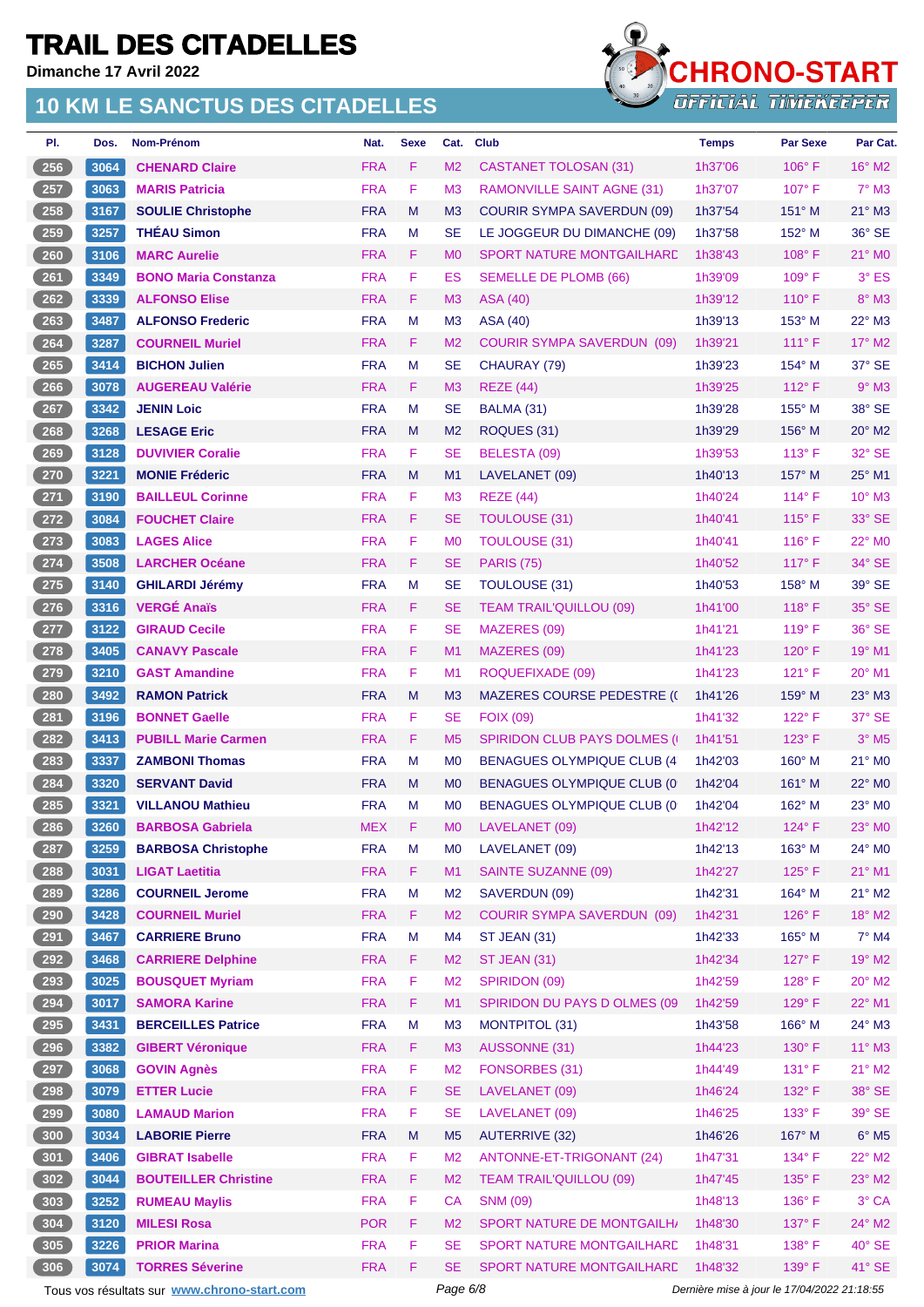# TRAIL DES CITADELLES

**Dimanche 17 Avril 2022**

## 10 KM LE SANCTUS DES CITADELLES

| Pl. | Dos. | Nom-Prénom | Nat. | Sexe | Cat. | Club | Temps | Par Sexe | Par Cat. |
|---|---|---|---|---|---|---|---|---|---|
| 256 | 3064 | CHENARD Claire | FRA | F | M2 | CASTANET TOLOSAN (31) | 1h37'06 | 106° F | 16° M2 |
| 257 | 3063 | MARIS Patricia | FRA | F | M3 | RAMONVILLE SAINT AGNE (31) | 1h37'07 | 107° F | 7° M3 |
| 258 | 3167 | SOULIE Christophe | FRA | M | M3 | COURIR SYMPA SAVERDUN (09) | 1h37'54 | 151° M | 21° M3 |
| 259 | 3257 | THÉAU Simon | FRA | M | SE | LE JOGGEUR DU DIMANCHE (09) | 1h37'58 | 152° M | 36° SE |
| 260 | 3106 | MARC Aurelie | FRA | F | M0 | SPORT NATURE MONTGAILHARD | 1h38'43 | 108° F | 21° M0 |
| 261 | 3349 | BONO Maria Constanza | FRA | F | ES | SEMELLE DE PLOMB (66) | 1h39'09 | 109° F | 3° ES |
| 262 | 3339 | ALFONSO Elise | FRA | F | M3 | ASA (40) | 1h39'12 | 110° F | 8° M3 |
| 263 | 3487 | ALFONSO Frederic | FRA | M | M3 | ASA (40) | 1h39'13 | 153° M | 22° M3 |
| 264 | 3287 | COURNEIL Muriel | FRA | F | M2 | COURIR SYMPA SAVERDUN (09) | 1h39'21 | 111° F | 17° M2 |
| 265 | 3414 | BICHON Julien | FRA | M | SE | CHAURAY (79) | 1h39'23 | 154° M | 37° SE |
| 266 | 3078 | AUGEREAU Valérie | FRA | F | M3 | REZE (44) | 1h39'25 | 112° F | 9° M3 |
| 267 | 3342 | JENIN Loic | FRA | M | SE | BALMA (31) | 1h39'28 | 155° M | 38° SE |
| 268 | 3268 | LESAGE Eric | FRA | M | M2 | ROQUES (31) | 1h39'29 | 156° M | 20° M2 |
| 269 | 3128 | DUVIVIER Coralie | FRA | F | SE | BELESTA (09) | 1h39'53 | 113° F | 32° SE |
| 270 | 3221 | MONIE Fréderic | FRA | M | M1 | LAVELANET (09) | 1h40'13 | 157° M | 25° M1 |
| 271 | 3190 | BAILLEUL Corinne | FRA | F | M3 | REZE (44) | 1h40'24 | 114° F | 10° M3 |
| 272 | 3084 | FOUCHET Claire | FRA | F | SE | TOULOUSE (31) | 1h40'41 | 115° F | 33° SE |
| 273 | 3083 | LAGES Alice | FRA | F | M0 | TOULOUSE (31) | 1h40'41 | 116° F | 22° M0 |
| 274 | 3508 | LARCHER Océane | FRA | F | SE | PARIS (75) | 1h40'52 | 117° F | 34° SE |
| 275 | 3140 | GHILARDI Jérémy | FRA | M | SE | TOULOUSE (31) | 1h40'53 | 158° M | 39° SE |
| 276 | 3316 | VERGÉ Anaïs | FRA | F | SE | TEAM TRAIL'QUILLOU (09) | 1h41'00 | 118° F | 35° SE |
| 277 | 3122 | GIRAUD Cecile | FRA | F | SE | MAZERES (09) | 1h41'21 | 119° F | 36° SE |
| 278 | 3405 | CANAVY Pascale | FRA | F | M1 | MAZERES (09) | 1h41'23 | 120° F | 19° M1 |
| 279 | 3210 | GAST Amandine | FRA | F | M1 | ROQUEFIXADE (09) | 1h41'23 | 121° F | 20° M1 |
| 280 | 3492 | RAMON Patrick | FRA | M | M3 | MAZERES COURSE PEDESTRE (( | 1h41'26 | 159° M | 23° M3 |
| 281 | 3196 | BONNET Gaelle | FRA | F | SE | FOIX (09) | 1h41'32 | 122° F | 37° SE |
| 282 | 3413 | PUBILL Marie Carmen | FRA | F | M5 | SPIRIDON CLUB PAYS DOLMES ( | 1h41'51 | 123° F | 3° M5 |
| 283 | 3337 | ZAMBONI Thomas | FRA | M | M0 | BENAGUES OLYMPIQUE CLUB (4 | 1h42'03 | 160° M | 21° M0 |
| 284 | 3320 | SERVANT David | FRA | M | M0 | BENAGUES OLYMPIQUE CLUB (0 | 1h42'04 | 161° M | 22° M0 |
| 285 | 3321 | VILLANOU Mathieu | FRA | M | M0 | BENAGUES OLYMPIQUE CLUB (0 | 1h42'04 | 162° M | 23° M0 |
| 286 | 3260 | BARBOSA Gabriela | MEX | F | M0 | LAVELANET (09) | 1h42'12 | 124° F | 23° M0 |
| 287 | 3259 | BARBOSA Christophe | FRA | M | M0 | LAVELANET (09) | 1h42'13 | 163° M | 24° M0 |
| 288 | 3031 | LIGAT Laetitia | FRA | F | M1 | SAINTE SUZANNE (09) | 1h42'27 | 125° F | 21° M1 |
| 289 | 3286 | COURNEIL Jerome | FRA | M | M2 | SAVERDUN (09) | 1h42'31 | 164° M | 21° M2 |
| 290 | 3428 | COURNEIL Muriel | FRA | F | M2 | COURIR SYMPA SAVERDUN (09) | 1h42'31 | 126° F | 18° M2 |
| 291 | 3467 | CARRIERE Bruno | FRA | M | M4 | ST JEAN (31) | 1h42'33 | 165° M | 7° M4 |
| 292 | 3468 | CARRIERE Delphine | FRA | F | M2 | ST JEAN (31) | 1h42'34 | 127° F | 19° M2 |
| 293 | 3025 | BOUSQUET Myriam | FRA | F | M2 | SPIRIDON (09) | 1h42'59 | 128° F | 20° M2 |
| 294 | 3017 | SAMORA Karine | FRA | F | M1 | SPIRIDON DU PAYS D OLMES (09 | 1h42'59 | 129° F | 22° M1 |
| 295 | 3431 | BERCEILLES Patrice | FRA | M | M3 | MONTPITOL (31) | 1h43'58 | 166° M | 24° M3 |
| 296 | 3382 | GIBERT Véronique | FRA | F | M3 | AUSSONNE (31) | 1h44'23 | 130° F | 11° M3 |
| 297 | 3068 | GOVIN Agnès | FRA | F | M2 | FONSORBES (31) | 1h44'49 | 131° F | 21° M2 |
| 298 | 3079 | ETTER Lucie | FRA | F | SE | LAVELANET (09) | 1h46'24 | 132° F | 38° SE |
| 299 | 3080 | LAMAUD Marion | FRA | F | SE | LAVELANET (09) | 1h46'25 | 133° F | 39° SE |
| 300 | 3034 | LABORIE Pierre | FRA | M | M5 | AUTERRIVE (32) | 1h46'26 | 167° M | 6° M5 |
| 301 | 3406 | GIBRAT Isabelle | FRA | F | M2 | ANTONNE-ET-TRIGONANT (24) | 1h47'31 | 134° F | 22° M2 |
| 302 | 3044 | BOUTEILLER Christine | FRA | F | M2 | TEAM TRAIL'QUILLOU (09) | 1h47'45 | 135° F | 23° M2 |
| 303 | 3252 | RUMEAU Maylis | FRA | F | CA | SNM (09) | 1h48'13 | 136° F | 3° CA |
| 304 | 3120 | MILESI Rosa | POR | F | M2 | SPORT NATURE DE MONTGAILHA | 1h48'30 | 137° F | 24° M2 |
| 305 | 3226 | PRIOR Marina | FRA | F | SE | SPORT NATURE MONTGAILHARD | 1h48'31 | 138° F | 40° SE |
| 306 | 3074 | TORRES Séverine | FRA | F | SE | SPORT NATURE MONTGAILHARD | 1h48'32 | 139° F | 41° SE |

Tous vos résultats sur www.chrono-start.com

Dernière mise à jour le 17/04/2022 21:18:55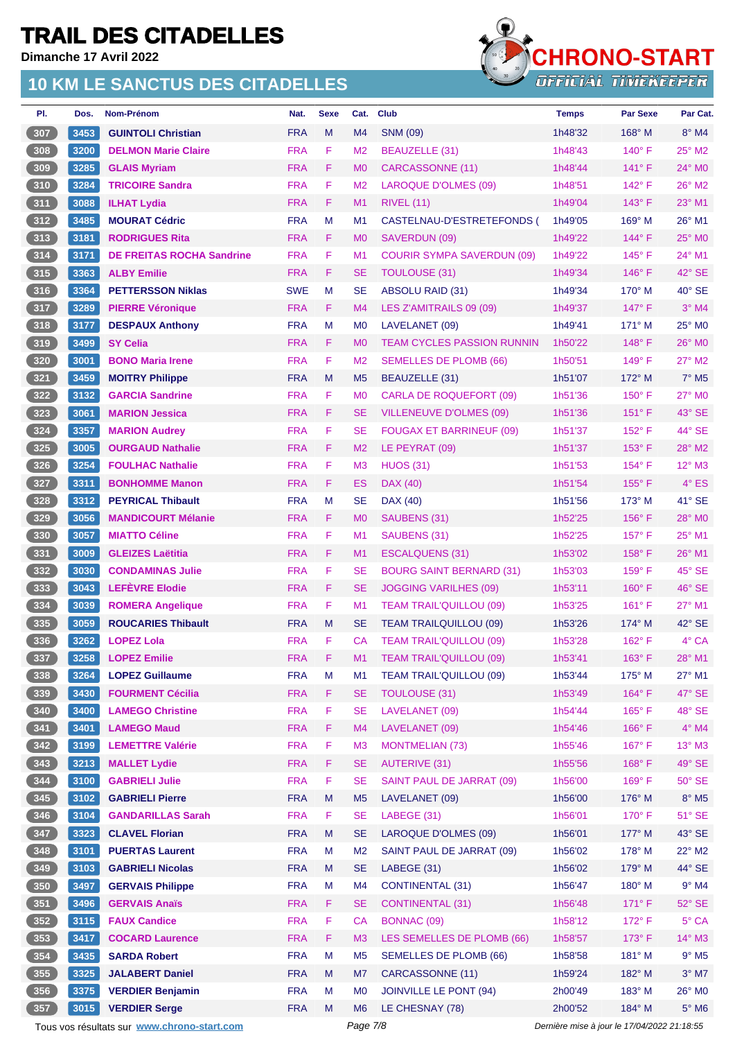# TRAIL DES CITADELLES

**Dimanche 17 Avril 2022**

## 10 KM LE SANCTUS DES CITADELLES

CHRONO-START — OFFICIAL TIMEKEEPER

| Pl. | Dos. | Nom-Prénom | Nat. | Sexe | Cat. | Club | Temps | Par Sexe | Par Cat. |
|---|---|---|---|---|---|---|---|---|---|
| 307 | 3453 | GUINTOLI Christian | FRA | M | M4 | SNM (09) | 1h48'32 | 168° M | 8° M4 |
| 308 | 3200 | DELMON Marie Claire | FRA | F | M2 | BEAUZELLE (31) | 1h48'43 | 140° F | 25° M2 |
| 309 | 3285 | GLAIS Myriam | FRA | F | M0 | CARCASSONNE (11) | 1h48'44 | 141° F | 24° M0 |
| 310 | 3284 | TRICOIRE Sandra | FRA | F | M2 | LAROQUE D'OLMES (09) | 1h48'51 | 142° F | 26° M2 |
| 311 | 3088 | ILHAT Lydia | FRA | F | M1 | RIVEL (11) | 1h49'04 | 143° F | 23° M1 |
| 312 | 3485 | MOURAT Cédric | FRA | M | M1 | CASTELNAU-D'ESTRETEFONDS ( | 1h49'05 | 169° M | 26° M1 |
| 313 | 3181 | RODRIGUES Rita | FRA | F | M0 | SAVERDUN (09) | 1h49'22 | 144° F | 25° M0 |
| 314 | 3171 | DE FREITAS ROCHA Sandrine | FRA | F | M1 | COURIR SYMPA SAVERDUN (09) | 1h49'22 | 145° F | 24° M1 |
| 315 | 3363 | ALBY Emilie | FRA | F | SE | TOULOUSE (31) | 1h49'34 | 146° F | 42° SE |
| 316 | 3364 | PETTERSSON Niklas | SWE | M | SE | ABSOLU RAID (31) | 1h49'34 | 170° M | 40° SE |
| 317 | 3289 | PIERRE Véronique | FRA | F | M4 | LES Z'AMITRAILS 09 (09) | 1h49'37 | 147° F | 3° M4 |
| 318 | 3177 | DESPAUX Anthony | FRA | M | M0 | LAVELANET (09) | 1h49'41 | 171° M | 25° M0 |
| 319 | 3499 | SY Celia | FRA | F | M0 | TEAM CYCLES PASSION RUNNIN | 1h50'22 | 148° F | 26° M0 |
| 320 | 3001 | BONO Maria Irene | FRA | F | M2 | SEMELLES DE PLOMB (66) | 1h50'51 | 149° F | 27° M2 |
| 321 | 3459 | MOITRY Philippe | FRA | M | M5 | BEAUZELLE (31) | 1h51'07 | 172° M | 7° M5 |
| 322 | 3132 | GARCIA Sandrine | FRA | F | M0 | CARLA DE ROQUEFORT (09) | 1h51'36 | 150° F | 27° M0 |
| 323 | 3061 | MARION Jessica | FRA | F | SE | VILLENEUVE D'OLMES (09) | 1h51'36 | 151° F | 43° SE |
| 324 | 3357 | MARION Audrey | FRA | F | SE | FOUGAX ET BARRINEUF (09) | 1h51'37 | 152° F | 44° SE |
| 325 | 3005 | OURGAUD Nathalie | FRA | F | M2 | LE PEYRAT (09) | 1h51'37 | 153° F | 28° M2 |
| 326 | 3254 | FOULHAC Nathalie | FRA | F | M3 | HUOS (31) | 1h51'53 | 154° F | 12° M3 |
| 327 | 3311 | BONHOMME Manon | FRA | F | ES | DAX (40) | 1h51'54 | 155° F | 4° ES |
| 328 | 3312 | PEYRICAL Thibault | FRA | M | SE | DAX (40) | 1h51'56 | 173° M | 41° SE |
| 329 | 3056 | MANDICOURT Mélanie | FRA | F | M0 | SAUBENS (31) | 1h52'25 | 156° F | 28° M0 |
| 330 | 3057 | MIATTO Céline | FRA | F | M1 | SAUBENS (31) | 1h52'25 | 157° F | 25° M1 |
| 331 | 3009 | GLEIZES Laëtitia | FRA | F | M1 | ESCALQUENS (31) | 1h53'02 | 158° F | 26° M1 |
| 332 | 3030 | CONDAMINAS Julie | FRA | F | SE | BOURG SAINT BERNARD (31) | 1h53'03 | 159° F | 45° SE |
| 333 | 3043 | LEFÈVRE Elodie | FRA | F | SE | JOGGING VARILHES (09) | 1h53'11 | 160° F | 46° SE |
| 334 | 3039 | ROMERA Angelique | FRA | F | M1 | TEAM TRAIL'QUILLOU (09) | 1h53'25 | 161° F | 27° M1 |
| 335 | 3059 | ROUCARIES Thibault | FRA | M | SE | TEAM TRAILQUILLOU (09) | 1h53'26 | 174° M | 42° SE |
| 336 | 3262 | LOPEZ Lola | FRA | F | CA | TEAM TRAIL'QUILLOU (09) | 1h53'28 | 162° F | 4° CA |
| 337 | 3258 | LOPEZ Emilie | FRA | F | M1 | TEAM TRAIL'QUILLOU (09) | 1h53'41 | 163° F | 28° M1 |
| 338 | 3264 | LOPEZ Guillaume | FRA | M | M1 | TEAM TRAIL'QUILLOU (09) | 1h53'44 | 175° M | 27° M1 |
| 339 | 3430 | FOURMENT Cécilia | FRA | F | SE | TOULOUSE (31) | 1h53'49 | 164° F | 47° SE |
| 340 | 3400 | LAMEGO Christine | FRA | F | SE | LAVELANET (09) | 1h54'44 | 165° F | 48° SE |
| 341 | 3401 | LAMEGO Maud | FRA | F | M4 | LAVELANET (09) | 1h54'46 | 166° F | 4° M4 |
| 342 | 3199 | LEMETTRE Valérie | FRA | F | M3 | MONTMELIAN (73) | 1h55'46 | 167° F | 13° M3 |
| 343 | 3213 | MALLET Lydie | FRA | F | SE | AUTERIVE (31) | 1h55'56 | 168° F | 49° SE |
| 344 | 3100 | GABRIELI Julie | FRA | F | SE | SAINT PAUL DE JARRAT (09) | 1h56'00 | 169° F | 50° SE |
| 345 | 3102 | GABRIELI Pierre | FRA | M | M5 | LAVELANET (09) | 1h56'00 | 176° M | 8° M5 |
| 346 | 3104 | GANDARILLAS Sarah | FRA | F | SE | LABEGE (31) | 1h56'01 | 170° F | 51° SE |
| 347 | 3323 | CLAVEL Florian | FRA | M | SE | LAROQUE D'OLMES (09) | 1h56'01 | 177° M | 43° SE |
| 348 | 3101 | PUERTAS Laurent | FRA | M | M2 | SAINT PAUL DE JARRAT (09) | 1h56'02 | 178° M | 22° M2 |
| 349 | 3103 | GABRIELI Nicolas | FRA | M | SE | LABEGE (31) | 1h56'02 | 179° M | 44° SE |
| 350 | 3497 | GERVAIS Philippe | FRA | M | M4 | CONTINENTAL (31) | 1h56'47 | 180° M | 9° M4 |
| 351 | 3496 | GERVAIS Anaïs | FRA | F | SE | CONTINENTAL (31) | 1h56'48 | 171° F | 52° SE |
| 352 | 3115 | FAUX Candice | FRA | F | CA | BONNAC (09) | 1h58'12 | 172° F | 5° CA |
| 353 | 3417 | COCARD Laurence | FRA | F | M3 | LES SEMELLES DE PLOMB (66) | 1h58'57 | 173° F | 14° M3 |
| 354 | 3435 | SARDA Robert | FRA | M | M5 | SEMELLES DE PLOMB (66) | 1h58'58 | 181° M | 9° M5 |
| 355 | 3325 | JALABERT Daniel | FRA | M | M7 | CARCASSONNE (11) | 1h59'24 | 182° M | 3° M7 |
| 356 | 3375 | VERDIER Benjamin | FRA | M | M0 | JOINVILLE LE PONT (94) | 2h00'49 | 183° M | 26° M0 |
| 357 | 3015 | VERDIER Serge | FRA | M | M6 | LE CHESNAY (78) | 2h00'52 | 184° M | 5° M6 |

Tous vos résultats sur www.chrono-start.com — *Dernière mise à jour le 17/04/2022 21:18:55*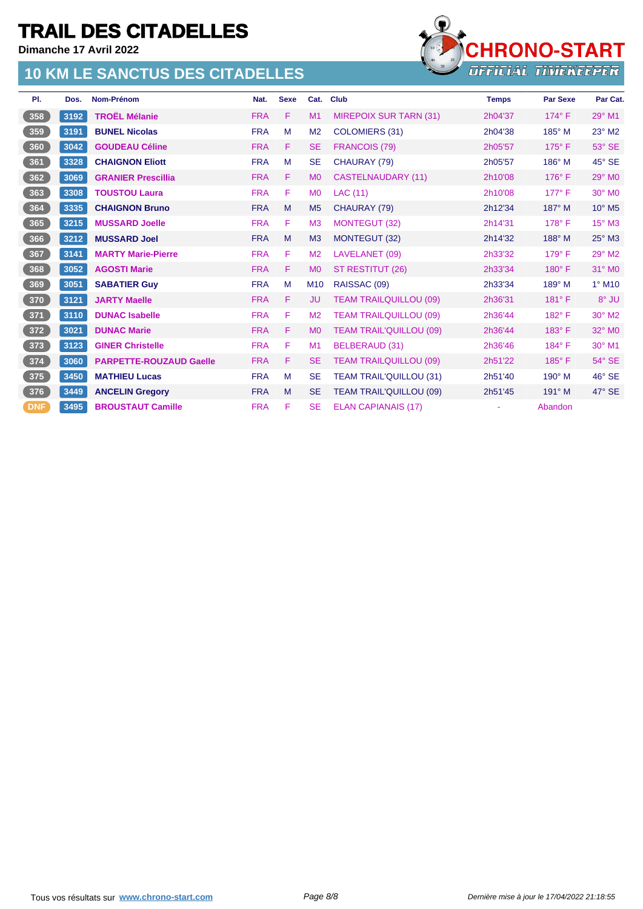# TRAIL DES CITADELLES

**Dimanche 17 Avril 2022**

## 10 KM LE SANCTUS DES CITADELLES

CHRONO-START
OFFICIAL TIMEKEEPER

| Pl. | Dos. | Nom-Prénom | Nat. | Sexe | Cat. | Club | Temps | Par Sexe | Par Cat. |
|---|---|---|---|---|---|---|---|---|---|
| 358 | 3192 | **TROËL Mélanie** | FRA | F | M1 | MIREPOIX SUR TARN (31) | 2h04'37 | 174° F | 29° M1 |
| 359 | 3191 | **BUNEL Nicolas** | FRA | M | M2 | COLOMIERS (31) | 2h04'38 | 185° M | 23° M2 |
| 360 | 3042 | **GOUDEAU Céline** | FRA | F | SE | FRANCOIS (79) | 2h05'57 | 175° F | 53° SE |
| 361 | 3328 | **CHAIGNON Eliott** | FRA | M | SE | CHAURAY (79) | 2h05'57 | 186° M | 45° SE |
| 362 | 3069 | **GRANIER Prescillia** | FRA | F | M0 | CASTELNAUDARY (11) | 2h10'08 | 176° F | 29° M0 |
| 363 | 3308 | **TOUSTOU Laura** | FRA | F | M0 | LAC (11) | 2h10'08 | 177° F | 30° M0 |
| 364 | 3335 | **CHAIGNON Bruno** | FRA | M | M5 | CHAURAY (79) | 2h12'34 | 187° M | 10° M5 |
| 365 | 3215 | **MUSSARD Joelle** | FRA | F | M3 | MONTEGUT (32) | 2h14'31 | 178° F | 15° M3 |
| 366 | 3212 | **MUSSARD Joel** | FRA | M | M3 | MONTEGUT (32) | 2h14'32 | 188° M | 25° M3 |
| 367 | 3141 | **MARTY Marie-Pierre** | FRA | F | M2 | LAVELANET (09) | 2h33'32 | 179° F | 29° M2 |
| 368 | 3052 | **AGOSTI Marie** | FRA | F | M0 | ST RESTITUT (26) | 2h33'34 | 180° F | 31° M0 |
| 369 | 3051 | **SABATIER Guy** | FRA | M | M10 | RAISSAC (09) | 2h33'34 | 189° M | 1° M10 |
| 370 | 3121 | **JARTY Maelle** | FRA | F | JU | TEAM TRAILQUILLOU (09) | 2h36'31 | 181° F | 8° JU |
| 371 | 3110 | **DUNAC Isabelle** | FRA | F | M2 | TEAM TRAILQUILLOU (09) | 2h36'44 | 182° F | 30° M2 |
| 372 | 3021 | **DUNAC Marie** | FRA | F | M0 | TEAM TRAIL'QUILLOU (09) | 2h36'44 | 183° F | 32° M0 |
| 373 | 3123 | **GINER Christelle** | FRA | F | M1 | BELBERAUD (31) | 2h36'46 | 184° F | 30° M1 |
| 374 | 3060 | **PARPETTE-ROUZAUD Gaelle** | FRA | F | SE | TEAM TRAILQUILLOU (09) | 2h51'22 | 185° F | 54° SE |
| 375 | 3450 | **MATHIEU Lucas** | FRA | M | SE | TEAM TRAIL'QUILLOU (31) | 2h51'40 | 190° M | 46° SE |
| 376 | 3449 | **ANCELIN Gregory** | FRA | M | SE | TEAM TRAIL'QUILLOU (09) | 2h51'45 | 191° M | 47° SE |
| DNF | 3495 | **BROUSTAUT Camille** | FRA | F | SE | ELAN CAPIANAIS (17) | - | Abandon | |

Tous vos résultats sur www.chrono-start.com

*Dernière mise à jour le 17/04/2022 21:18:55*